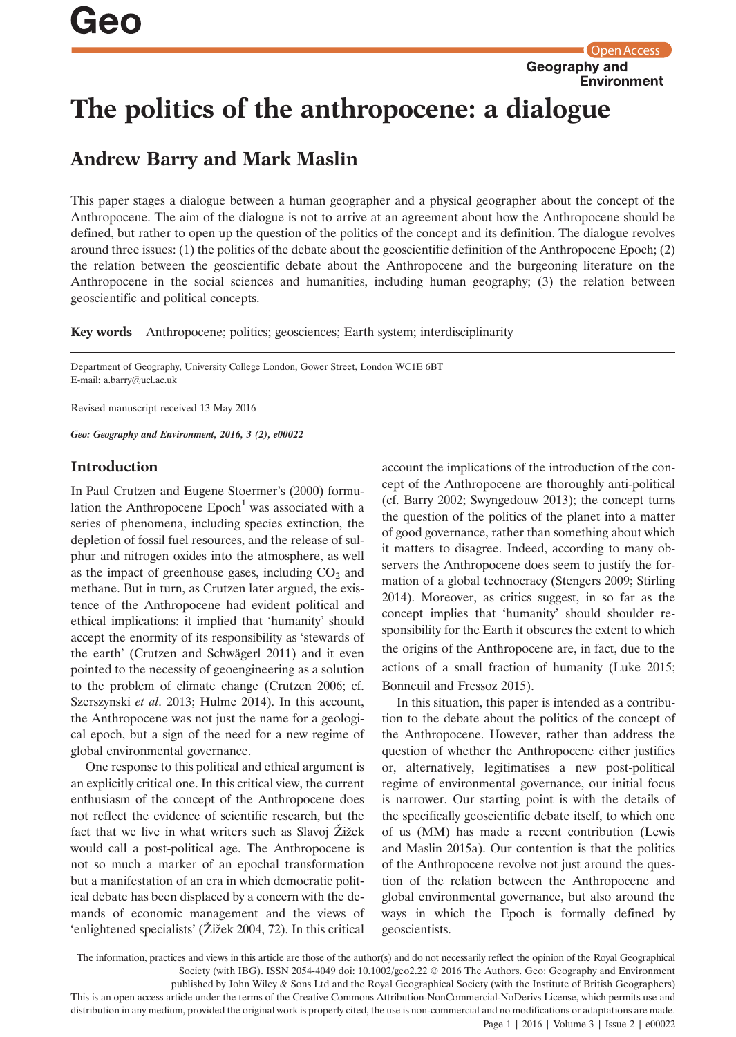# The politics of the anthropocene: a dialogue

## Andrew Barry and Mark Maslin

This paper stages a dialogue between a human geographer and a physical geographer about the concept of the Anthropocene. The aim of the dialogue is not to arrive at an agreement about how the Anthropocene should be defined, but rather to open up the question of the politics of the concept and its definition. The dialogue revolves around three issues: (1) the politics of the debate about the geoscientific definition of the Anthropocene Epoch; (2) the relation between the geoscientific debate about the Anthropocene and the burgeoning literature on the Anthropocene in the social sciences and humanities, including human geography; (3) the relation between geoscientific and political concepts.

**Key words** Anthropocene; politics; geosciences; Earth system; interdisciplinarity

Department of Geography, University College London, Gower Street, London WC1E 6BT
E-mail: a.barry@ucl.ac.uk

Revised manuscript received 13 May 2016

## Introduction

In Paul Crutzen and Eugene Stoermer's (2000) formulation the Anthropocene Epoch[1] was associated with a series of phenomena, including species extinction, the depletion of fossil fuel resources, and the release of sulphur and nitrogen oxides into the atmosphere, as well as the impact of greenhouse gases, including $CO_2$ and methane. But in turn, as Crutzen later argued, the existence of the Anthropocene had evident political and ethical implications: it implied that 'humanity' should accept the enormity of its responsibility as 'stewards of the earth' (Crutzen and Schwägerl 2011) and it even pointed to the necessity of geoengineering as a solution to the problem of climate change (Crutzen 2006; cf. Szerszynski *et al*. 2013; Hulme 2014). In this account, the Anthropocene was not just the name for a geological epoch, but a sign of the need for a new regime of global environmental governance.

One response to this political and ethical argument is an explicitly critical one. In this critical view, the current enthusiasm of the concept of the Anthropocene does not reflect the evidence of scientific research, but the fact that we live in what writers such as Slavoj Žižek would call a post-political age. The Anthropocene is not so much a marker of an epochal transformation but a manifestation of an era in which democratic political debate has been displaced by a concern with the demands of economic management and the views of 'enlightened specialists' (Žižek 2004, 72). In this critical account the implications of the introduction of the concept of the Anthropocene are thoroughly anti-political (cf. Barry 2002; Swyngedouw 2013); the concept turns the question of the politics of the planet into a matter of good governance, rather than something about which it matters to disagree. Indeed, according to many observers the Anthropocene does seem to justify the formation of a global technocracy (Stengers 2009; Stirling 2014). Moreover, as critics suggest, in so far as the concept implies that 'humanity' should shoulder responsibility for the Earth it obscures the extent to which the origins of the Anthropocene are, in fact, due to the actions of a small fraction of humanity (Luke 2015; Bonneuil and Fressoz 2015).

In this situation, this paper is intended as a contribution to the debate about the politics of the concept of the Anthropocene. However, rather than address the question of whether the Anthropocene either justifies or, alternatively, legitimatises a new post-political regime of environmental governance, our initial focus is narrower. Our starting point is with the details of the specifically geoscientific debate itself, to which one of us (MM) has made a recent contribution (Lewis and Maslin 2015a). Our contention is that the politics of the Anthropocene revolve not just around the question of the relation between the Anthropocene and global environmental governance, but also around the ways in which the Epoch is formally defined by geoscientists.

The information, practices and views in this article are those of the author(s) and do not necessarily reflect the opinion of the Royal Geographical Society (with IBG). ISSN 2054-4049 doi: 10.1002/geo2.22 © 2016 The Authors. Geo: Geography and Environment published by John Wiley & Sons Ltd and the Royal Geographical Society (with the Institute of British Geographers)

This is an open access article under the terms of the Creative Commons Attribution-NonCommercial-NoDerivs License, which permits use and distribution in any medium, provided the original work is properly cited, the use is non-commercial and no modifications or adaptations are made.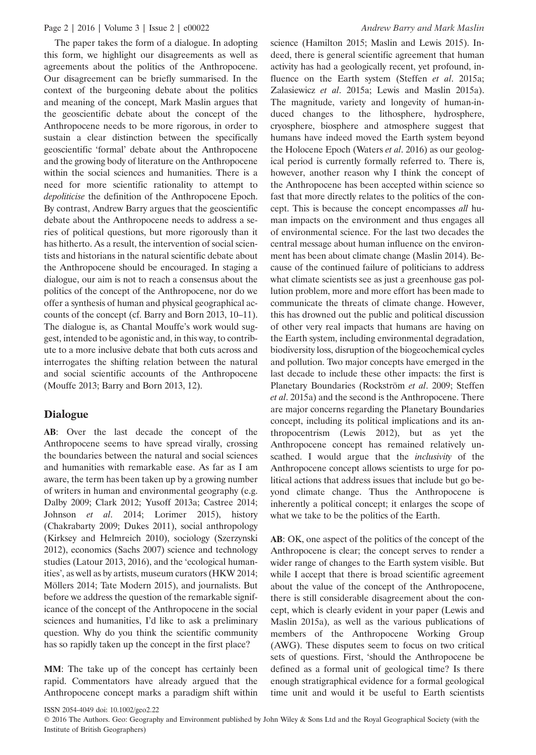The paper takes the form of a dialogue. In adopting this form, we highlight our disagreements as well as agreements about the politics of the Anthropocene. Our disagreement can be briefly summarised. In the context of the burgeoning debate about the politics and meaning of the concept, Mark Maslin argues that the geoscientific debate about the concept of the Anthropocene needs to be more rigorous, in order to sustain a clear distinction between the specifically geoscientific 'formal' debate about the Anthropocene and the growing body of literature on the Anthropocene within the social sciences and humanities. There is a need for more scientific rationality to attempt to *depoliticise* the definition of the Anthropocene Epoch. By contrast, Andrew Barry argues that the geoscientific debate about the Anthropocene needs to address a series of political questions, but more rigorously than it has hitherto. As a result, the intervention of social scientists and historians in the natural scientific debate about the Anthropocene should be encouraged. In staging a dialogue, our aim is not to reach a consensus about the politics of the concept of the Anthropocene, nor do we offer a synthesis of human and physical geographical accounts of the concept (cf. Barry and Born 2013, 10–11). The dialogue is, as Chantal Mouffe's work would suggest, intended to be agonistic and, in this way, to contribute to a more inclusive debate that both cuts across and interrogates the shifting relation between the natural and social scientific accounts of the Anthropocene (Mouffe 2013; Barry and Born 2013, 12).

## Dialogue

**AB**: Over the last decade the concept of the Anthropocene seems to have spread virally, crossing the boundaries between the natural and social sciences and humanities with remarkable ease. As far as I am aware, the term has been taken up by a growing number of writers in human and environmental geography (e.g. Dalby 2009; Clark 2012; Yusoff 2013a; Castree 2014; Johnson *et al*. 2014; Lorimer 2015), history (Chakrabarty 2009; Dukes 2011), social anthropology (Kirksey and Helmreich 2010), sociology (Szerzynski 2012), economics (Sachs 2007) science and technology studies (Latour 2013, 2016), and the 'ecological humanities', as well as by artists, museum curators (HKW 2014; Möllers 2014; Tate Modern 2015), and journalists. But before we address the question of the remarkable significance of the concept of the Anthropocene in the social sciences and humanities, I'd like to ask a preliminary question. Why do you think the scientific community has so rapidly taken up the concept in the first place?

**MM**: The take up of the concept has certainly been rapid. Commentators have already argued that the Anthropocene concept marks a paradigm shift within science (Hamilton 2015; Maslin and Lewis 2015). Indeed, there is general scientific agreement that human activity has had a geologically recent, yet profound, influence on the Earth system (Steffen *et al*. 2015a; Zalasiewicz *et al*. 2015a; Lewis and Maslin 2015a). The magnitude, variety and longevity of human-induced changes to the lithosphere, hydrosphere, cryosphere, biosphere and atmosphere suggest that humans have indeed moved the Earth system beyond the Holocene Epoch (Waters *et al*. 2016) as our geological period is currently formally referred to. There is, however, another reason why I think the concept of the Anthropocene has been accepted within science so fast that more directly relates to the politics of the concept. This is because the concept encompasses *all* human impacts on the environment and thus engages all of environmental science. For the last two decades the central message about human influence on the environment has been about climate change (Maslin 2014). Because of the continued failure of politicians to address what climate scientists see as just a greenhouse gas pollution problem, more and more effort has been made to communicate the threats of climate change. However, this has drowned out the public and political discussion of other very real impacts that humans are having on the Earth system, including environmental degradation, biodiversity loss, disruption of the biogeochemical cycles and pollution. Two major concepts have emerged in the last decade to include these other impacts: the first is Planetary Boundaries (Rockström *et al*. 2009; Steffen *et al*. 2015a) and the second is the Anthropocene. There are major concerns regarding the Planetary Boundaries concept, including its political implications and its anthropocentrism (Lewis 2012), but as yet the Anthropocene concept has remained relatively unscathed. I would argue that the *inclusivity* of the Anthropocene concept allows scientists to urge for political actions that address issues that include but go beyond climate change. Thus the Anthropocene is inherently a political concept; it enlarges the scope of what we take to be the politics of the Earth.

**AB**: OK, one aspect of the politics of the concept of the Anthropocene is clear; the concept serves to render a wider range of changes to the Earth system visible. But while I accept that there is broad scientific agreement about the value of the concept of the Anthropocene, there is still considerable disagreement about the concept, which is clearly evident in your paper (Lewis and Maslin 2015a), as well as the various publications of members of the Anthropocene Working Group (AWG). These disputes seem to focus on two critical sets of questions. First, 'should the Anthropocene be defined as a formal unit of geological time? Is there enough stratigraphical evidence for a formal geological time unit and would it be useful to Earth scientists

ISSN 2054-4049 doi: 10.1002/geo2.22

© 2016 The Authors. Geo: Geography and Environment published by John Wiley & Sons Ltd and the Royal Geographical Society (with the Institute of British Geographers)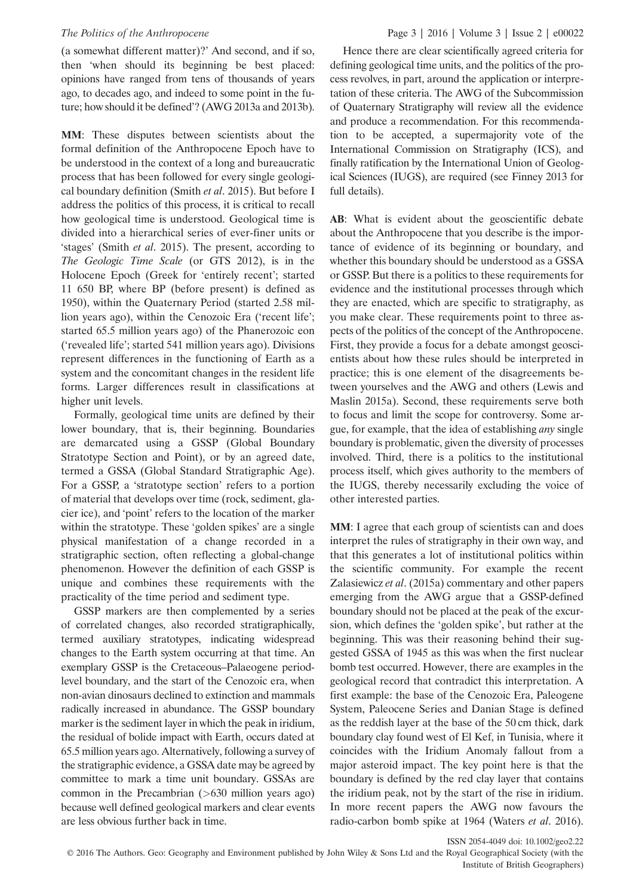(a somewhat different matter)?' And second, and if so, then 'when should its beginning be best placed: opinions have ranged from tens of thousands of years ago, to decades ago, and indeed to some point in the future; how should it be defined'? (AWG 2013a and 2013b).

**MM**: These disputes between scientists about the formal definition of the Anthropocene Epoch have to be understood in the context of a long and bureaucratic process that has been followed for every single geological boundary definition (Smith *et al*. 2015). But before I address the politics of this process, it is critical to recall how geological time is understood. Geological time is divided into a hierarchical series of ever-finer units or 'stages' (Smith *et al*. 2015). The present, according to *The Geologic Time Scale* (or GTS 2012), is in the Holocene Epoch (Greek for 'entirely recent'; started 11 650 BP, where BP (before present) is defined as 1950), within the Quaternary Period (started 2.58 million years ago), within the Cenozoic Era ('recent life'; started 65.5 million years ago) of the Phanerozoic eon ('revealed life'; started 541 million years ago). Divisions represent differences in the functioning of Earth as a system and the concomitant changes in the resident life forms. Larger differences result in classifications at higher unit levels.

Formally, geological time units are defined by their lower boundary, that is, their beginning. Boundaries are demarcated using a GSSP (Global Boundary Stratotype Section and Point), or by an agreed date, termed a GSSA (Global Standard Stratigraphic Age). For a GSSP, a 'stratotype section' refers to a portion of material that develops over time (rock, sediment, glacier ice), and 'point' refers to the location of the marker within the stratotype. These 'golden spikes' are a single physical manifestation of a change recorded in a stratigraphic section, often reflecting a global-change phenomenon. However the definition of each GSSP is unique and combines these requirements with the practicality of the time period and sediment type.

GSSP markers are then complemented by a series of correlated changes, also recorded stratigraphically, termed auxiliary stratotypes, indicating widespread changes to the Earth system occurring at that time. An exemplary GSSP is the Cretaceous–Palaeogene period-level boundary, and the start of the Cenozoic era, when non-avian dinosaurs declined to extinction and mammals radically increased in abundance. The GSSP boundary marker is the sediment layer in which the peak in iridium, the residual of bolide impact with Earth, occurs dated at 65.5 million years ago. Alternatively, following a survey of the stratigraphic evidence, a GSSA date may be agreed by committee to mark a time unit boundary. GSSAs are common in the Precambrian (>630 million years ago) because well defined geological markers and clear events are less obvious further back in time.

Hence there are clear scientifically agreed criteria for defining geological time units, and the politics of the process revolves, in part, around the application or interpretation of these criteria. The AWG of the Subcommission of Quaternary Stratigraphy will review all the evidence and produce a recommendation. For this recommendation to be accepted, a supermajority vote of the International Commission on Stratigraphy (ICS), and finally ratification by the International Union of Geological Sciences (IUGS), are required (see Finney 2013 for full details).

**AB**: What is evident about the geoscientific debate about the Anthropocene that you describe is the importance of evidence of its beginning or boundary, and whether this boundary should be understood as a GSSA or GSSP. But there is a politics to these requirements for evidence and the institutional processes through which they are enacted, which are specific to stratigraphy, as you make clear. These requirements point to three aspects of the politics of the concept of the Anthropocene. First, they provide a focus for a debate amongst geoscientists about how these rules should be interpreted in practice; this is one element of the disagreements between yourselves and the AWG and others (Lewis and Maslin 2015a). Second, these requirements serve both to focus and limit the scope for controversy. Some argue, for example, that the idea of establishing *any* single boundary is problematic, given the diversity of processes involved. Third, there is a politics to the institutional process itself, which gives authority to the members of the IUGS, thereby necessarily excluding the voice of other interested parties.

**MM**: I agree that each group of scientists can and does interpret the rules of stratigraphy in their own way, and that this generates a lot of institutional politics within the scientific community. For example the recent Zalasiewicz *et al*. (2015a) commentary and other papers emerging from the AWG argue that a GSSP-defined boundary should not be placed at the peak of the excursion, which defines the 'golden spike', but rather at the beginning. This was their reasoning behind their suggested GSSA of 1945 as this was when the first nuclear bomb test occurred. However, there are examples in the geological record that contradict this interpretation. A first example: the base of the Cenozoic Era, Paleogene System, Paleocene Series and Danian Stage is defined as the reddish layer at the base of the 50 cm thick, dark boundary clay found west of El Kef, in Tunisia, where it coincides with the Iridium Anomaly fallout from a major asteroid impact. The key point here is that the boundary is defined by the red clay layer that contains the iridium peak, not by the start of the rise in iridium. In more recent papers the AWG now favours the radio-carbon bomb spike at 1964 (Waters *et al*. 2016).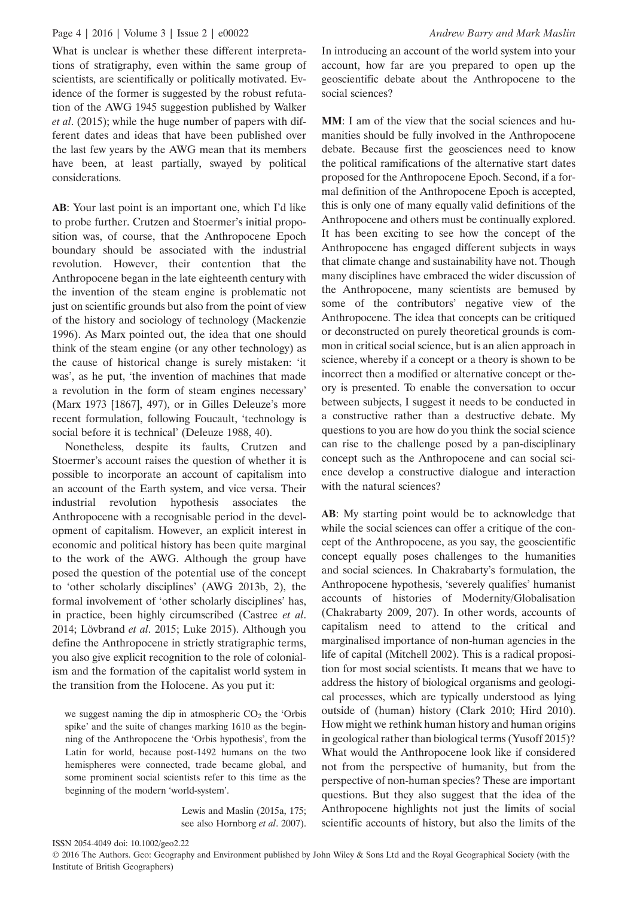What is unclear is whether these different interpretations of stratigraphy, even within the same group of scientists, are scientifically or politically motivated. Evidence of the former is suggested by the robust refutation of the AWG 1945 suggestion published by Walker *et al*. (2015); while the huge number of papers with different dates and ideas that have been published over the last few years by the AWG mean that its members have been, at least partially, swayed by political considerations.

**AB**: Your last point is an important one, which I'd like to probe further. Crutzen and Stoermer's initial proposition was, of course, that the Anthropocene Epoch boundary should be associated with the industrial revolution. However, their contention that the Anthropocene began in the late eighteenth century with the invention of the steam engine is problematic not just on scientific grounds but also from the point of view of the history and sociology of technology (Mackenzie 1996). As Marx pointed out, the idea that one should think of the steam engine (or any other technology) as the cause of historical change is surely mistaken: 'it was', as he put, 'the invention of machines that made a revolution in the form of steam engines necessary' (Marx 1973 [1867], 497), or in Gilles Deleuze's more recent formulation, following Foucault, 'technology is social before it is technical' (Deleuze 1988, 40).

Nonetheless, despite its faults, Crutzen and Stoermer's account raises the question of whether it is possible to incorporate an account of capitalism into an account of the Earth system, and vice versa. Their industrial revolution hypothesis associates the Anthropocene with a recognisable period in the development of capitalism. However, an explicit interest in economic and political history has been quite marginal to the work of the AWG. Although the group have posed the question of the potential use of the concept to 'other scholarly disciplines' (AWG 2013b, 2), the formal involvement of 'other scholarly disciplines' has, in practice, been highly circumscribed (Castree *et al*. 2014; Lövbrand *et al*. 2015; Luke 2015). Although you define the Anthropocene in strictly stratigraphic terms, you also give explicit recognition to the role of colonialism and the formation of the capitalist world system in the transition from the Holocene. As you put it:

> we suggest naming the dip in atmospheric $CO_2$ the 'Orbis spike' and the suite of changes marking 1610 as the beginning of the Anthropocene the 'Orbis hypothesis', from the Latin for world, because post-1492 humans on the two hemispheres were connected, trade became global, and some prominent social scientists refer to this time as the beginning of the modern 'world-system'.
>
> Lewis and Maslin (2015a, 175; see also Hornborg *et al*. 2007).

In introducing an account of the world system into your account, how far are you prepared to open up the geoscientific debate about the Anthropocene to the social sciences?

**MM**: I am of the view that the social sciences and humanities should be fully involved in the Anthropocene debate. Because first the geosciences need to know the political ramifications of the alternative start dates proposed for the Anthropocene Epoch. Second, if a formal definition of the Anthropocene Epoch is accepted, this is only one of many equally valid definitions of the Anthropocene and others must be continually explored. It has been exciting to see how the concept of the Anthropocene has engaged different subjects in ways that climate change and sustainability have not. Though many disciplines have embraced the wider discussion of the Anthropocene, many scientists are bemused by some of the contributors' negative view of the Anthropocene. The idea that concepts can be critiqued or deconstructed on purely theoretical grounds is common in critical social science, but is an alien approach in science, whereby if a concept or a theory is shown to be incorrect then a modified or alternative concept or theory is presented. To enable the conversation to occur between subjects, I suggest it needs to be conducted in a constructive rather than a destructive debate. My questions to you are how do you think the social science can rise to the challenge posed by a pan-disciplinary concept such as the Anthropocene and can social science develop a constructive dialogue and interaction with the natural sciences?

**AB**: My starting point would be to acknowledge that while the social sciences can offer a critique of the concept of the Anthropocene, as you say, the geoscientific concept equally poses challenges to the humanities and social sciences. In Chakrabarty's formulation, the Anthropocene hypothesis, 'severely qualifies' humanist accounts of histories of Modernity/Globalisation (Chakrabarty 2009, 207). In other words, accounts of capitalism need to attend to the critical and marginalised importance of non-human agencies in the life of capital (Mitchell 2002). This is a radical proposition for most social scientists. It means that we have to address the history of biological organisms and geological processes, which are typically understood as lying outside of (human) history (Clark 2010; Hird 2010). How might we rethink human history and human origins in geological rather than biological terms (Yusoff 2015)? What would the Anthropocene look like if considered not from the perspective of humanity, but from the perspective of non-human species? These are important questions. But they also suggest that the idea of the Anthropocene highlights not just the limits of social scientific accounts of history, but also the limits of the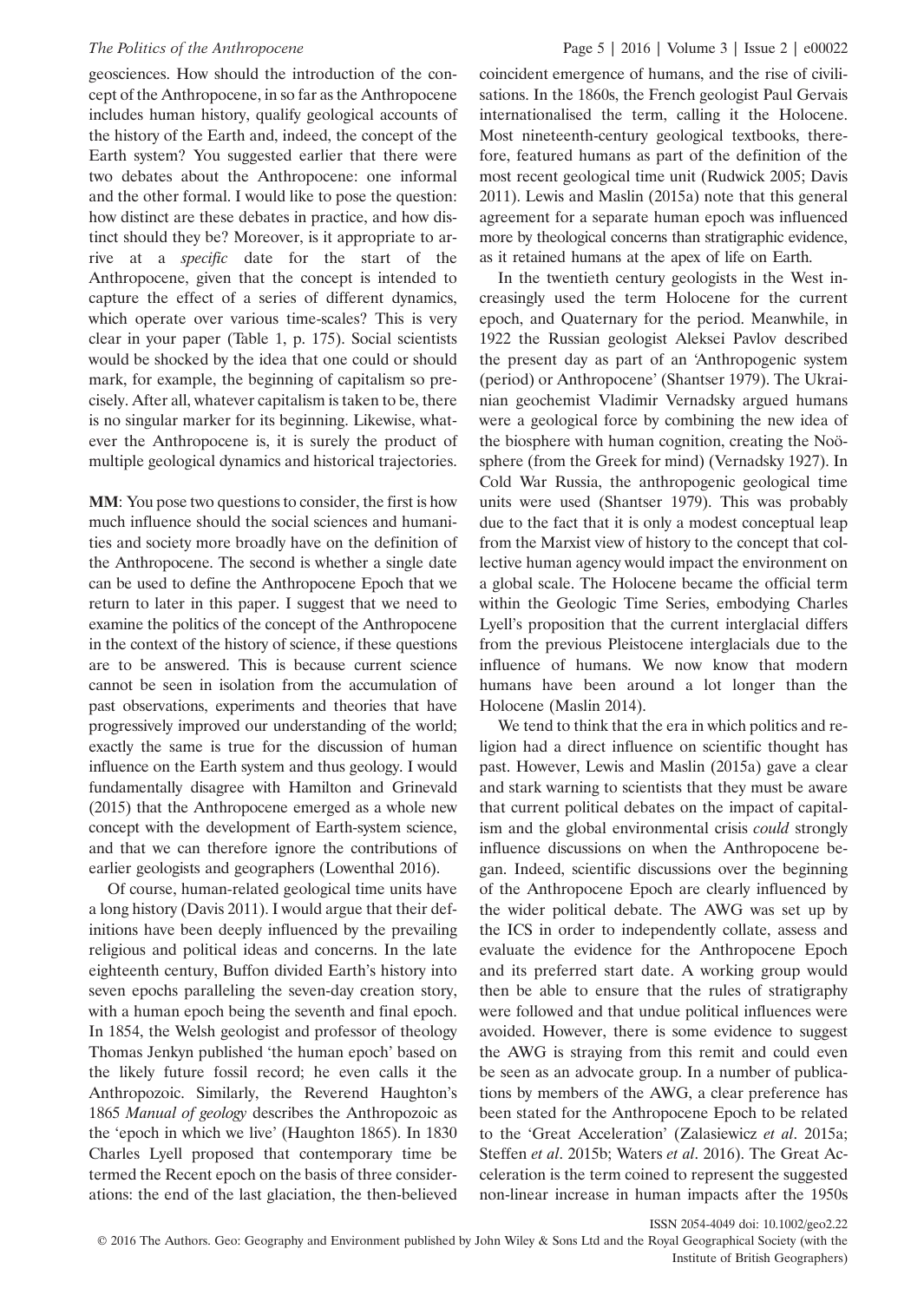geosciences. How should the introduction of the concept of the Anthropocene, in so far as the Anthropocene includes human history, qualify geological accounts of the history of the Earth and, indeed, the concept of the Earth system? You suggested earlier that there were two debates about the Anthropocene: one informal and the other formal. I would like to pose the question: how distinct are these debates in practice, and how distinct should they be? Moreover, is it appropriate to arrive at a *specific* date for the start of the Anthropocene, given that the concept is intended to capture the effect of a series of different dynamics, which operate over various time-scales? This is very clear in your paper (Table 1, p. 175). Social scientists would be shocked by the idea that one could or should mark, for example, the beginning of capitalism so precisely. After all, whatever capitalism is taken to be, there is no singular marker for its beginning. Likewise, whatever the Anthropocene is, it is surely the product of multiple geological dynamics and historical trajectories.

**MM**: You pose two questions to consider, the first is how much influence should the social sciences and humanities and society more broadly have on the definition of the Anthropocene. The second is whether a single date can be used to define the Anthropocene Epoch that we return to later in this paper. I suggest that we need to examine the politics of the concept of the Anthropocene in the context of the history of science, if these questions are to be answered. This is because current science cannot be seen in isolation from the accumulation of past observations, experiments and theories that have progressively improved our understanding of the world; exactly the same is true for the discussion of human influence on the Earth system and thus geology. I would fundamentally disagree with Hamilton and Grinevald (2015) that the Anthropocene emerged as a whole new concept with the development of Earth-system science, and that we can therefore ignore the contributions of earlier geologists and geographers (Lowenthal 2016).

Of course, human-related geological time units have a long history (Davis 2011). I would argue that their definitions have been deeply influenced by the prevailing religious and political ideas and concerns. In the late eighteenth century, Buffon divided Earth's history into seven epochs paralleling the seven-day creation story, with a human epoch being the seventh and final epoch. In 1854, the Welsh geologist and professor of theology Thomas Jenkyn published 'the human epoch' based on the likely future fossil record; he even calls it the Anthropozoic. Similarly, the Reverend Haughton's 1865 *Manual of geology* describes the Anthropozoic as the 'epoch in which we live' (Haughton 1865). In 1830 Charles Lyell proposed that contemporary time be termed the Recent epoch on the basis of three considerations: the end of the last glaciation, the then-believed coincident emergence of humans, and the rise of civilisations. In the 1860s, the French geologist Paul Gervais internationalised the term, calling it the Holocene. Most nineteenth-century geological textbooks, therefore, featured humans as part of the definition of the most recent geological time unit (Rudwick 2005; Davis 2011). Lewis and Maslin (2015a) note that this general agreement for a separate human epoch was influenced more by theological concerns than stratigraphic evidence, as it retained humans at the apex of life on Earth.

In the twentieth century geologists in the West increasingly used the term Holocene for the current epoch, and Quaternary for the period. Meanwhile, in 1922 the Russian geologist Aleksei Pavlov described the present day as part of an 'Anthropogenic system (period) or Anthropocene' (Shantser 1979). The Ukrainian geochemist Vladimir Vernadsky argued humans were a geological force by combining the new idea of the biosphere with human cognition, creating the Noösphere (from the Greek for mind) (Vernadsky 1927). In Cold War Russia, the anthropogenic geological time units were used (Shantser 1979). This was probably due to the fact that it is only a modest conceptual leap from the Marxist view of history to the concept that collective human agency would impact the environment on a global scale. The Holocene became the official term within the Geologic Time Series, embodying Charles Lyell's proposition that the current interglacial differs from the previous Pleistocene interglacials due to the influence of humans. We now know that modern humans have been around a lot longer than the Holocene (Maslin 2014).

We tend to think that the era in which politics and religion had a direct influence on scientific thought has past. However, Lewis and Maslin (2015a) gave a clear and stark warning to scientists that they must be aware that current political debates on the impact of capitalism and the global environmental crisis *could* strongly influence discussions on when the Anthropocene began. Indeed, scientific discussions over the beginning of the Anthropocene Epoch are clearly influenced by the wider political debate. The AWG was set up by the ICS in order to independently collate, assess and evaluate the evidence for the Anthropocene Epoch and its preferred start date. A working group would then be able to ensure that the rules of stratigraphy were followed and that undue political influences were avoided. However, there is some evidence to suggest the AWG is straying from this remit and could even be seen as an advocate group. In a number of publications by members of the AWG, a clear preference has been stated for the Anthropocene Epoch to be related to the 'Great Acceleration' (Zalasiewicz *et al*. 2015a; Steffen *et al*. 2015b; Waters *et al*. 2016). The Great Acceleration is the term coined to represent the suggested non-linear increase in human impacts after the 1950s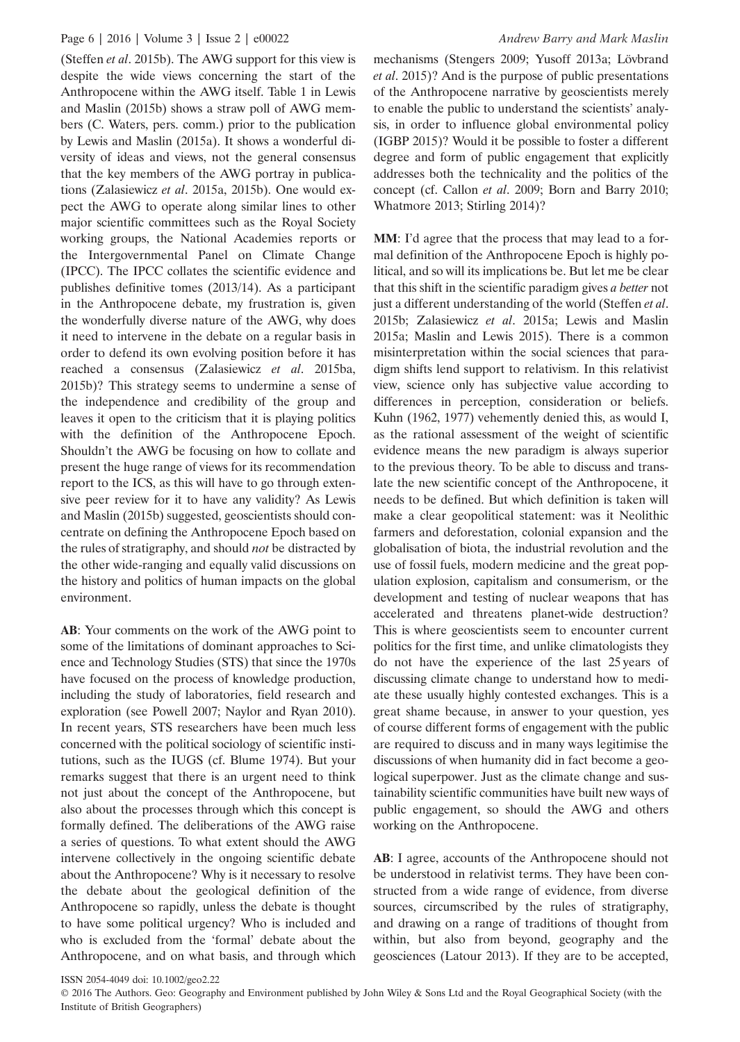(Steffen *et al*. 2015b). The AWG support for this view is despite the wide views concerning the start of the Anthropocene within the AWG itself. Table 1 in Lewis and Maslin (2015b) shows a straw poll of AWG members (C. Waters, pers. comm.) prior to the publication by Lewis and Maslin (2015a). It shows a wonderful diversity of ideas and views, not the general consensus that the key members of the AWG portray in publications (Zalasiewicz *et al*. 2015a, 2015b). One would expect the AWG to operate along similar lines to other major scientific committees such as the Royal Society working groups, the National Academies reports or the Intergovernmental Panel on Climate Change (IPCC). The IPCC collates the scientific evidence and publishes definitive tomes (2013/14). As a participant in the Anthropocene debate, my frustration is, given the wonderfully diverse nature of the AWG, why does it need to intervene in the debate on a regular basis in order to defend its own evolving position before it has reached a consensus (Zalasiewicz *et al*. 2015ba, 2015b)? This strategy seems to undermine a sense of the independence and credibility of the group and leaves it open to the criticism that it is playing politics with the definition of the Anthropocene Epoch. Shouldn't the AWG be focusing on how to collate and present the huge range of views for its recommendation report to the ICS, as this will have to go through extensive peer review for it to have any validity? As Lewis and Maslin (2015b) suggested, geoscientists should concentrate on defining the Anthropocene Epoch based on the rules of stratigraphy, and should *not* be distracted by the other wide-ranging and equally valid discussions on the history and politics of human impacts on the global environment.

**AB**: Your comments on the work of the AWG point to some of the limitations of dominant approaches to Science and Technology Studies (STS) that since the 1970s have focused on the process of knowledge production, including the study of laboratories, field research and exploration (see Powell 2007; Naylor and Ryan 2010). In recent years, STS researchers have been much less concerned with the political sociology of scientific institutions, such as the IUGS (cf. Blume 1974). But your remarks suggest that there is an urgent need to think not just about the concept of the Anthropocene, but also about the processes through which this concept is formally defined. The deliberations of the AWG raise a series of questions. To what extent should the AWG intervene collectively in the ongoing scientific debate about the Anthropocene? Why is it necessary to resolve the debate about the geological definition of the Anthropocene so rapidly, unless the debate is thought to have some political urgency? Who is included and who is excluded from the 'formal' debate about the Anthropocene, and on what basis, and through which mechanisms (Stengers 2009; Yusoff 2013a; Lövbrand *et al*. 2015)? And is the purpose of public presentations of the Anthropocene narrative by geoscientists merely to enable the public to understand the scientists' analysis, in order to influence global environmental policy (IGBP 2015)? Would it be possible to foster a different degree and form of public engagement that explicitly addresses both the technicality and the politics of the concept (cf. Callon *et al*. 2009; Born and Barry 2010; Whatmore 2013; Stirling 2014)?

**MM**: I'd agree that the process that may lead to a formal definition of the Anthropocene Epoch is highly political, and so will its implications be. But let me be clear that this shift in the scientific paradigm gives *a better* not just a different understanding of the world (Steffen *et al*. 2015b; Zalasiewicz *et al*. 2015a; Lewis and Maslin 2015a; Maslin and Lewis 2015). There is a common misinterpretation within the social sciences that paradigm shifts lend support to relativism. In this relativist view, science only has subjective value according to differences in perception, consideration or beliefs. Kuhn (1962, 1977) vehemently denied this, as would I, as the rational assessment of the weight of scientific evidence means the new paradigm is always superior to the previous theory. To be able to discuss and translate the new scientific concept of the Anthropocene, it needs to be defined. But which definition is taken will make a clear geopolitical statement: was it Neolithic farmers and deforestation, colonial expansion and the globalisation of biota, the industrial revolution and the use of fossil fuels, modern medicine and the great population explosion, capitalism and consumerism, or the development and testing of nuclear weapons that has accelerated and threatens planet-wide destruction? This is where geoscientists seem to encounter current politics for the first time, and unlike climatologists they do not have the experience of the last 25 years of discussing climate change to understand how to mediate these usually highly contested exchanges. This is a great shame because, in answer to your question, yes of course different forms of engagement with the public are required to discuss and in many ways legitimise the discussions of when humanity did in fact become a geological superpower. Just as the climate change and sustainability scientific communities have built new ways of public engagement, so should the AWG and others working on the Anthropocene.

**AB**: I agree, accounts of the Anthropocene should not be understood in relativist terms. They have been constructed from a wide range of evidence, from diverse sources, circumscribed by the rules of stratigraphy, and drawing on a range of traditions of thought from within, but also from beyond, geography and the geosciences (Latour 2013). If they are to be accepted,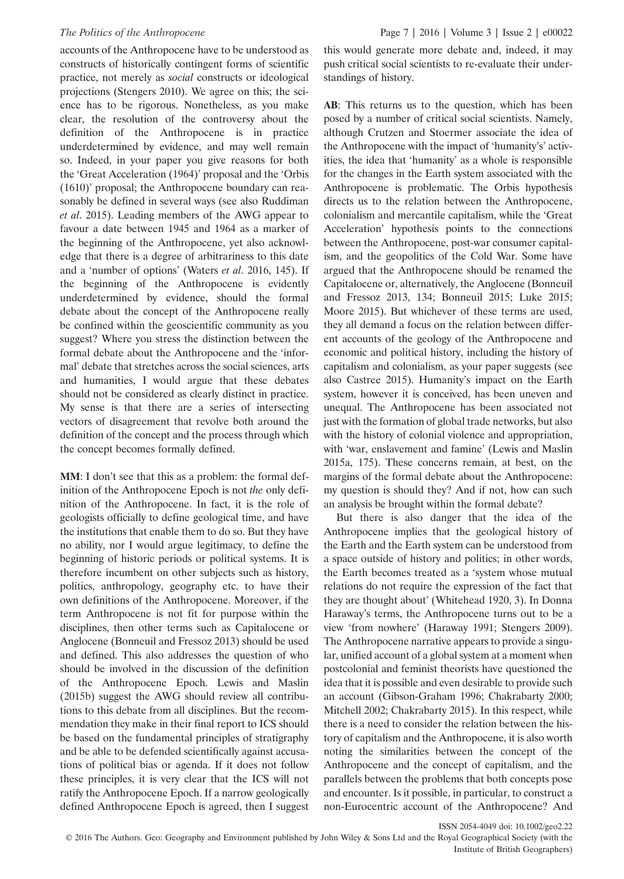accounts of the Anthropocene have to be understood as constructs of historically contingent forms of scientific practice, not merely as *social* constructs or ideological projections (Stengers 2010). We agree on this; the science has to be rigorous. Nonetheless, as you make clear, the resolution of the controversy about the definition of the Anthropocene is in practice underdetermined by evidence, and may well remain so. Indeed, in your paper you give reasons for both the 'Great Acceleration (1964)' proposal and the 'Orbis (1610)' proposal; the Anthropocene boundary can reasonably be defined in several ways (see also Ruddiman *et al*. 2015). Leading members of the AWG appear to favour a date between 1945 and 1964 as a marker of the beginning of the Anthropocene, yet also acknowledge that there is a degree of arbitrariness to this date and a 'number of options' (Waters *et al*. 2016, 145). If the beginning of the Anthropocene is evidently underdetermined by evidence, should the formal debate about the concept of the Anthropocene really be confined within the geoscientific community as you suggest? Where you stress the distinction between the formal debate about the Anthropocene and the 'informal' debate that stretches across the social sciences, arts and humanities, I would argue that these debates should not be considered as clearly distinct in practice. My sense is that there are a series of intersecting vectors of disagreement that revolve both around the definition of the concept and the process through which the concept becomes formally defined.

**MM**: I don't see that this as a problem: the formal definition of the Anthropocene Epoch is not *the* only definition of the Anthropocene. In fact, it is the role of geologists officially to define geological time, and have the institutions that enable them to do so. But they have no ability, nor I would argue legitimacy, to define the beginning of historic periods or political systems. It is therefore incumbent on other subjects such as history, politics, anthropology, geography etc. to have their own definitions of the Anthropocene. Moreover, if the term Anthropocene is not fit for purpose within the disciplines, then other terms such as Capitalocene or Anglocene (Bonneuil and Fressoz 2013) should be used and defined. This also addresses the question of who should be involved in the discussion of the definition of the Anthropocene Epoch. Lewis and Maslin (2015b) suggest the AWG should review all contributions to this debate from all disciplines. But the recommendation they make in their final report to ICS should be based on the fundamental principles of stratigraphy and be able to be defended scientifically against accusations of political bias or agenda. If it does not follow these principles, it is very clear that the ICS will not ratify the Anthropocene Epoch. If a narrow geologically defined Anthropocene Epoch is agreed, then I suggest this would generate more debate and, indeed, it may push critical social scientists to re-evaluate their understandings of history.

**AB**: This returns us to the question, which has been posed by a number of critical social scientists. Namely, although Crutzen and Stoermer associate the idea of the Anthropocene with the impact of 'humanity's' activities, the idea that 'humanity' as a whole is responsible for the changes in the Earth system associated with the Anthropocene is problematic. The Orbis hypothesis directs us to the relation between the Anthropocene, colonialism and mercantile capitalism, while the 'Great Acceleration' hypothesis points to the connections between the Anthropocene, post-war consumer capitalism, and the geopolitics of the Cold War. Some have argued that the Anthropocene should be renamed the Capitalocene or, alternatively, the Anglocene (Bonneuil and Fressoz 2013, 134; Bonneuil 2015; Luke 2015; Moore 2015). But whichever of these terms are used, they all demand a focus on the relation between different accounts of the geology of the Anthropocene and economic and political history, including the history of capitalism and colonialism, as your paper suggests (see also Castree 2015). Humanity's impact on the Earth system, however it is conceived, has been uneven and unequal. The Anthropocene has been associated not just with the formation of global trade networks, but also with the history of colonial violence and appropriation, with 'war, enslavement and famine' (Lewis and Maslin 2015a, 175). These concerns remain, at best, on the margins of the formal debate about the Anthropocene: my question is should they? And if not, how can such an analysis be brought within the formal debate?

But there is also danger that the idea of the Anthropocene implies that the geological history of the Earth and the Earth system can be understood from a space outside of history and politics; in other words, the Earth becomes treated as a 'system whose mutual relations do not require the expression of the fact that they are thought about' (Whitehead 1920, 3). In Donna Haraway's terms, the Anthropocene turns out to be a view 'from nowhere' (Haraway 1991; Stengers 2009). The Anthropocene narrative appears to provide a singular, unified account of a global system at a moment when postcolonial and feminist theorists have questioned the idea that it is possible and even desirable to provide such an account (Gibson-Graham 1996; Chakrabarty 2000; Mitchell 2002; Chakrabarty 2015). In this respect, while there is a need to consider the relation between the history of capitalism and the Anthropocene, it is also worth noting the similarities between the concept of the Anthropocene and the concept of capitalism, and the parallels between the problems that both concepts pose and encounter. Is it possible, in particular, to construct a non-Eurocentric account of the Anthropocene? And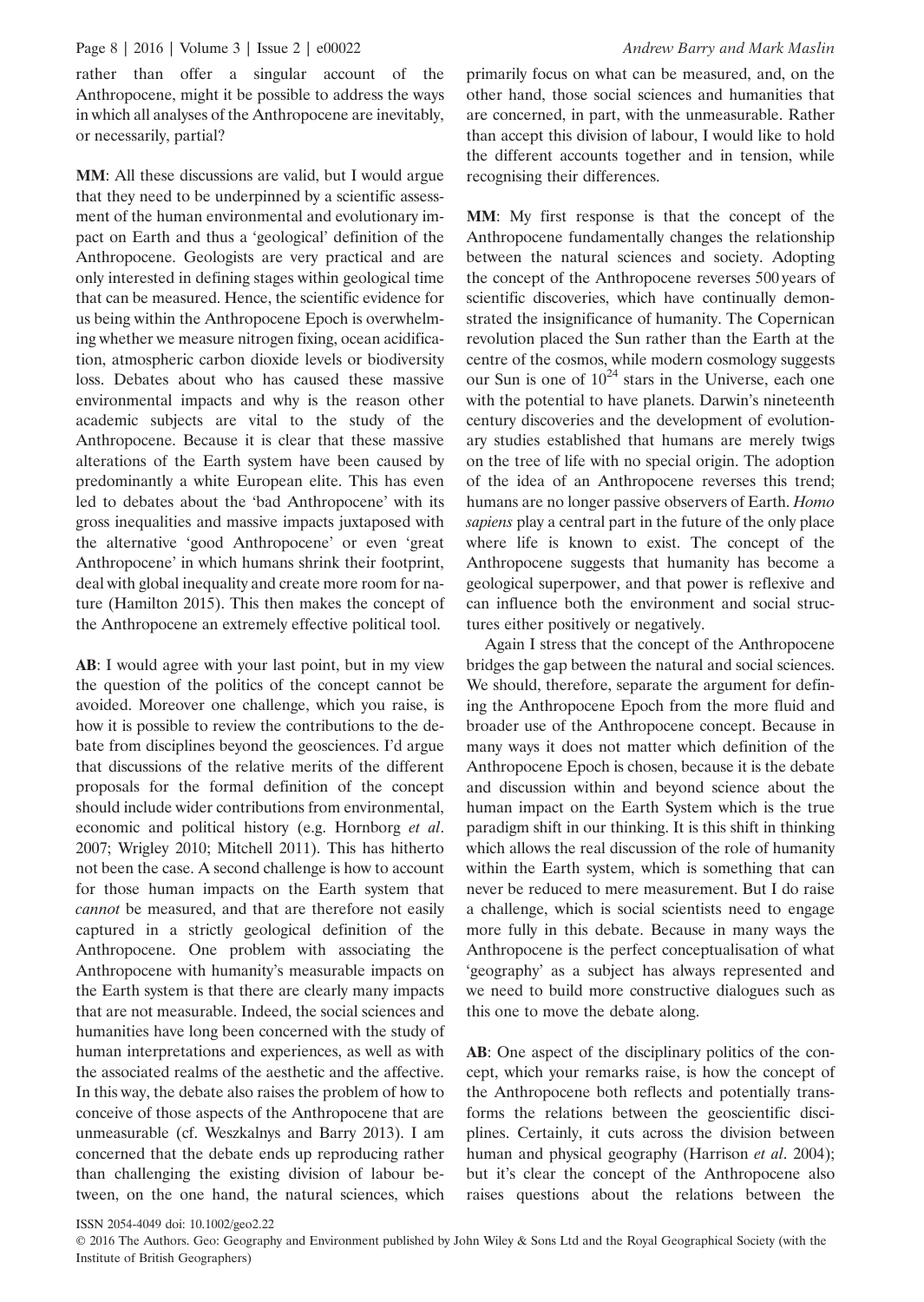rather than offer a singular account of the Anthropocene, might it be possible to address the ways in which all analyses of the Anthropocene are inevitably, or necessarily, partial?

**MM**: All these discussions are valid, but I would argue that they need to be underpinned by a scientific assessment of the human environmental and evolutionary impact on Earth and thus a 'geological' definition of the Anthropocene. Geologists are very practical and are only interested in defining stages within geological time that can be measured. Hence, the scientific evidence for us being within the Anthropocene Epoch is overwhelming whether we measure nitrogen fixing, ocean acidification, atmospheric carbon dioxide levels or biodiversity loss. Debates about who has caused these massive environmental impacts and why is the reason other academic subjects are vital to the study of the Anthropocene. Because it is clear that these massive alterations of the Earth system have been caused by predominantly a white European elite. This has even led to debates about the 'bad Anthropocene' with its gross inequalities and massive impacts juxtaposed with the alternative 'good Anthropocene' or even 'great Anthropocene' in which humans shrink their footprint, deal with global inequality and create more room for nature (Hamilton 2015). This then makes the concept of the Anthropocene an extremely effective political tool.

**AB**: I would agree with your last point, but in my view the question of the politics of the concept cannot be avoided. Moreover one challenge, which you raise, is how it is possible to review the contributions to the debate from disciplines beyond the geosciences. I'd argue that discussions of the relative merits of the different proposals for the formal definition of the concept should include wider contributions from environmental, economic and political history (e.g. Hornborg *et al*. 2007; Wrigley 2010; Mitchell 2011). This has hitherto not been the case. A second challenge is how to account for those human impacts on the Earth system that *cannot* be measured, and that are therefore not easily captured in a strictly geological definition of the Anthropocene. One problem with associating the Anthropocene with humanity's measurable impacts on the Earth system is that there are clearly many impacts that are not measurable. Indeed, the social sciences and humanities have long been concerned with the study of human interpretations and experiences, as well as with the associated realms of the aesthetic and the affective. In this way, the debate also raises the problem of how to conceive of those aspects of the Anthropocene that are unmeasurable (cf. Weszkalnys and Barry 2013). I am concerned that the debate ends up reproducing rather than challenging the existing division of labour between, on the one hand, the natural sciences, which primarily focus on what can be measured, and, on the other hand, those social sciences and humanities that are concerned, in part, with the unmeasurable. Rather than accept this division of labour, I would like to hold the different accounts together and in tension, while recognising their differences.

**MM**: My first response is that the concept of the Anthropocene fundamentally changes the relationship between the natural sciences and society. Adopting the concept of the Anthropocene reverses 500 years of scientific discoveries, which have continually demonstrated the insignificance of humanity. The Copernican revolution placed the Sun rather than the Earth at the centre of the cosmos, while modern cosmology suggests our Sun is one of $10^{24}$ stars in the Universe, each one with the potential to have planets. Darwin's nineteenth century discoveries and the development of evolutionary studies established that humans are merely twigs on the tree of life with no special origin. The adoption of the idea of an Anthropocene reverses this trend; humans are no longer passive observers of Earth. *Homo sapiens* play a central part in the future of the only place where life is known to exist. The concept of the Anthropocene suggests that humanity has become a geological superpower, and that power is reflexive and can influence both the environment and social structures either positively or negatively.

Again I stress that the concept of the Anthropocene bridges the gap between the natural and social sciences. We should, therefore, separate the argument for defining the Anthropocene Epoch from the more fluid and broader use of the Anthropocene concept. Because in many ways it does not matter which definition of the Anthropocene Epoch is chosen, because it is the debate and discussion within and beyond science about the human impact on the Earth System which is the true paradigm shift in our thinking. It is this shift in thinking which allows the real discussion of the role of humanity within the Earth system, which is something that can never be reduced to mere measurement. But I do raise a challenge, which is social scientists need to engage more fully in this debate. Because in many ways the Anthropocene is the perfect conceptualisation of what 'geography' as a subject has always represented and we need to build more constructive dialogues such as this one to move the debate along.

**AB**: One aspect of the disciplinary politics of the concept, which your remarks raise, is how the concept of the Anthropocene both reflects and potentially transforms the relations between the geoscientific disciplines. Certainly, it cuts across the division between human and physical geography (Harrison *et al*. 2004); but it's clear the concept of the Anthropocene also raises questions about the relations between the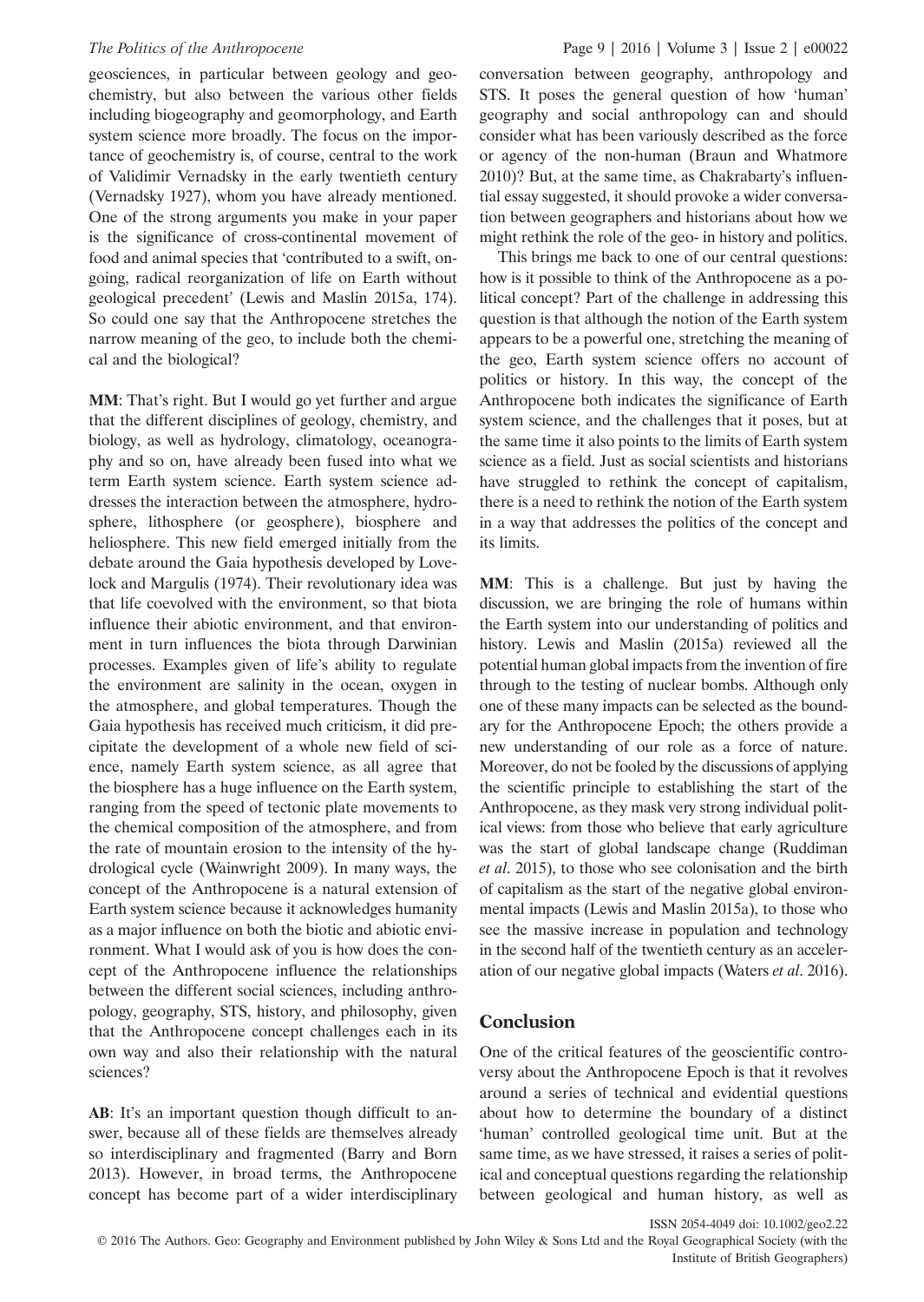geosciences, in particular between geology and geochemistry, but also between the various other fields including biogeography and geomorphology, and Earth system science more broadly. The focus on the importance of geochemistry is, of course, central to the work of Validimir Vernadsky in the early twentieth century (Vernadsky 1927), whom you have already mentioned. One of the strong arguments you make in your paper is the significance of cross-continental movement of food and animal species that 'contributed to a swift, ongoing, radical reorganization of life on Earth without geological precedent' (Lewis and Maslin 2015a, 174). So could one say that the Anthropocene stretches the narrow meaning of the geo, to include both the chemical and the biological?

**MM**: That's right. But I would go yet further and argue that the different disciplines of geology, chemistry, and biology, as well as hydrology, climatology, oceanography and so on, have already been fused into what we term Earth system science. Earth system science addresses the interaction between the atmosphere, hydrosphere, lithosphere (or geosphere), biosphere and heliosphere. This new field emerged initially from the debate around the Gaia hypothesis developed by Lovelock and Margulis (1974). Their revolutionary idea was that life coevolved with the environment, so that biota influence their abiotic environment, and that environment in turn influences the biota through Darwinian processes. Examples given of life's ability to regulate the environment are salinity in the ocean, oxygen in the atmosphere, and global temperatures. Though the Gaia hypothesis has received much criticism, it did precipitate the development of a whole new field of science, namely Earth system science, as all agree that the biosphere has a huge influence on the Earth system, ranging from the speed of tectonic plate movements to the chemical composition of the atmosphere, and from the rate of mountain erosion to the intensity of the hydrological cycle (Wainwright 2009). In many ways, the concept of the Anthropocene is a natural extension of Earth system science because it acknowledges humanity as a major influence on both the biotic and abiotic environment. What I would ask of you is how does the concept of the Anthropocene influence the relationships between the different social sciences, including anthropology, geography, STS, history, and philosophy, given that the Anthropocene concept challenges each in its own way and also their relationship with the natural sciences?

**AB**: It's an important question though difficult to answer, because all of these fields are themselves already so interdisciplinary and fragmented (Barry and Born 2013). However, in broad terms, the Anthropocene concept has become part of a wider interdisciplinary conversation between geography, anthropology and STS. It poses the general question of how 'human' geography and social anthropology can and should consider what has been variously described as the force or agency of the non-human (Braun and Whatmore 2010)? But, at the same time, as Chakrabarty's influential essay suggested, it should provoke a wider conversation between geographers and historians about how we might rethink the role of the geo- in history and politics.

This brings me back to one of our central questions: how is it possible to think of the Anthropocene as a political concept? Part of the challenge in addressing this question is that although the notion of the Earth system appears to be a powerful one, stretching the meaning of the geo, Earth system science offers no account of politics or history. In this way, the concept of the Anthropocene both indicates the significance of Earth system science, and the challenges that it poses, but at the same time it also points to the limits of Earth system science as a field. Just as social scientists and historians have struggled to rethink the concept of capitalism, there is a need to rethink the notion of the Earth system in a way that addresses the politics of the concept and its limits.

**MM**: This is a challenge. But just by having the discussion, we are bringing the role of humans within the Earth system into our understanding of politics and history. Lewis and Maslin (2015a) reviewed all the potential human global impacts from the invention of fire through to the testing of nuclear bombs. Although only one of these many impacts can be selected as the boundary for the Anthropocene Epoch; the others provide a new understanding of our role as a force of nature. Moreover, do not be fooled by the discussions of applying the scientific principle to establishing the start of the Anthropocene, as they mask very strong individual political views: from those who believe that early agriculture was the start of global landscape change (Ruddiman *et al*. 2015), to those who see colonisation and the birth of capitalism as the start of the negative global environmental impacts (Lewis and Maslin 2015a), to those who see the massive increase in population and technology in the second half of the twentieth century as an acceleration of our negative global impacts (Waters *et al*. 2016).

## Conclusion

One of the critical features of the geoscientific controversy about the Anthropocene Epoch is that it revolves around a series of technical and evidential questions about how to determine the boundary of a distinct 'human' controlled geological time unit. But at the same time, as we have stressed, it raises a series of political and conceptual questions regarding the relationship between geological and human history, as well as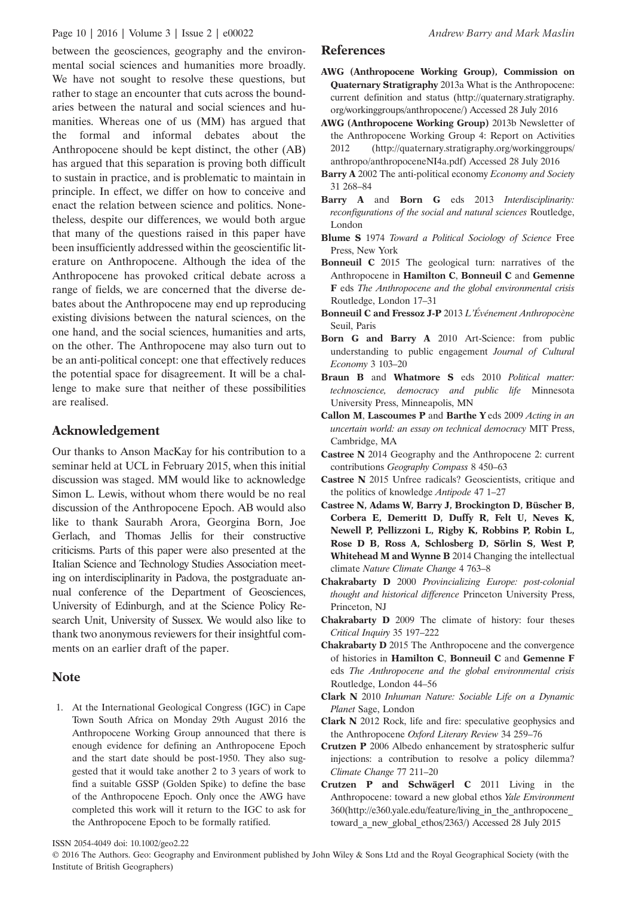between the geosciences, geography and the environmental social sciences and humanities more broadly. We have not sought to resolve these questions, but rather to stage an encounter that cuts across the boundaries between the natural and social sciences and humanities. Whereas one of us (MM) has argued that the formal and informal debates about the Anthropocene should be kept distinct, the other (AB) has argued that this separation is proving both difficult to sustain in practice, and is problematic to maintain in principle. In effect, we differ on how to conceive and enact the relation between science and politics. Nonetheless, despite our differences, we would both argue that many of the questions raised in this paper have been insufficiently addressed within the geoscientific literature on Anthropocene. Although the idea of the Anthropocene has provoked critical debate across a range of fields, we are concerned that the diverse debates about the Anthropocene may end up reproducing existing divisions between the natural sciences, on the one hand, and the social sciences, humanities and arts, on the other. The Anthropocene may also turn out to be an anti-political concept: one that effectively reduces the potential space for disagreement. It will be a challenge to make sure that neither of these possibilities are realised.

## Acknowledgement

Our thanks to Anson MacKay for his contribution to a seminar held at UCL in February 2015, when this initial discussion was staged. MM would like to acknowledge Simon L. Lewis, without whom there would be no real discussion of the Anthropocene Epoch. AB would also like to thank Saurabh Arora, Georgina Born, Joe Gerlach, and Thomas Jellis for their constructive criticisms. Parts of this paper were also presented at the Italian Science and Technology Studies Association meeting on interdisciplinarity in Padova, the postgraduate annual conference of the Department of Geosciences, University of Edinburgh, and at the Science Policy Research Unit, University of Sussex. We would also like to thank two anonymous reviewers for their insightful comments on an earlier draft of the paper.

## Note

1. At the International Geological Congress (IGC) in Cape Town South Africa on Monday 29th August 2016 the Anthropocene Working Group announced that there is enough evidence for defining an Anthropocene Epoch and the start date should be post-1950. They also suggested that it would take another 2 to 3 years of work to find a suitable GSSP (Golden Spike) to define the base of the Anthropocene Epoch. Only once the AWG have completed this work will it return to the IGC to ask for the Anthropocene Epoch to be formally ratified.

## References

**AWG (Anthropocene Working Group), Commission on Quaternary Stratigraphy** 2013a What is the Anthropocene: current definition and status (http://quaternary.stratigraphy.org/workinggroups/anthropocene/) Accessed 28 July 2016

**AWG (Anthropocene Working Group)** 2013b Newsletter of the Anthropocene Working Group 4: Report on Activities 2012 (http://quaternary.stratigraphy.org/workinggroups/anthropo/anthropoceneNl4a.pdf) Accessed 28 July 2016

**Barry A** 2002 The anti-political economy *Economy and Society* 31 268–84

**Barry A** and **Born G** eds 2013 *Interdisciplinarity: reconfigurations of the social and natural sciences* Routledge, London

**Blume S** 1974 *Toward a Political Sociology of Science* Free Press, New York

**Bonneuil C** 2015 The geological turn: narratives of the Anthropocene in **Hamilton C**, **Bonneuil C** and **Gemenne F** eds *The Anthropocene and the global environmental crisis* Routledge, London 17–31

**Bonneuil C and Fressoz J-P** 2013 *L'Événement Anthropocène* Seuil, Paris

**Born G and Barry A** 2010 Art-Science: from public understanding to public engagement *Journal of Cultural Economy* 3 103–20

**Braun B** and **Whatmore S** eds 2010 *Political matter: technoscience, democracy and public life* Minnesota University Press, Minneapolis, MN

**Callon M**, **Lascoumes P** and **Barthe Y** eds 2009 *Acting in an uncertain world: an essay on technical democracy* MIT Press, Cambridge, MA

**Castree N** 2014 Geography and the Anthropocene 2: current contributions *Geography Compass* 8 450–63

**Castree N** 2015 Unfree radicals? Geoscientists, critique and the politics of knowledge *Antipode* 47 1–27

**Castree N, Adams W, Barry J, Brockington D, Büscher B, Corbera E, Demeritt D, Duffy R, Felt U, Neves K, Newell P, Pellizzoni L, Rigby K, Robbins P, Robin L, Rose D B, Ross A, Schlosberg D, Sörlin S, West P, Whitehead M and Wynne B** 2014 Changing the intellectual climate *Nature Climate Change* 4 763–8

**Chakrabarty D** 2000 *Provincializing Europe: post-colonial thought and historical difference* Princeton University Press, Princeton, NJ

**Chakrabarty D** 2009 The climate of history: four theses *Critical Inquiry* 35 197–222

**Chakrabarty D** 2015 The Anthropocene and the convergence of histories in **Hamilton C**, **Bonneuil C** and **Gemenne F** eds *The Anthropocene and the global environmental crisis* Routledge, London 44–56

**Clark N** 2010 *Inhuman Nature: Sociable Life on a Dynamic Planet* Sage, London

**Clark N** 2012 Rock, life and fire: speculative geophysics and the Anthropocene *Oxford Literary Review* 34 259–76

**Crutzen P** 2006 Albedo enhancement by stratospheric sulfur injections: a contribution to resolve a policy dilemma? *Climate Change* 77 211–20

**Crutzen P and Schwägerl C** 2011 Living in the Anthropocene: toward a new global ethos *Yale Environment* 360(http://e360.yale.edu/feature/living_in_the_anthropocene_toward_a_new_global_ethos/2363/) Accessed 28 July 2015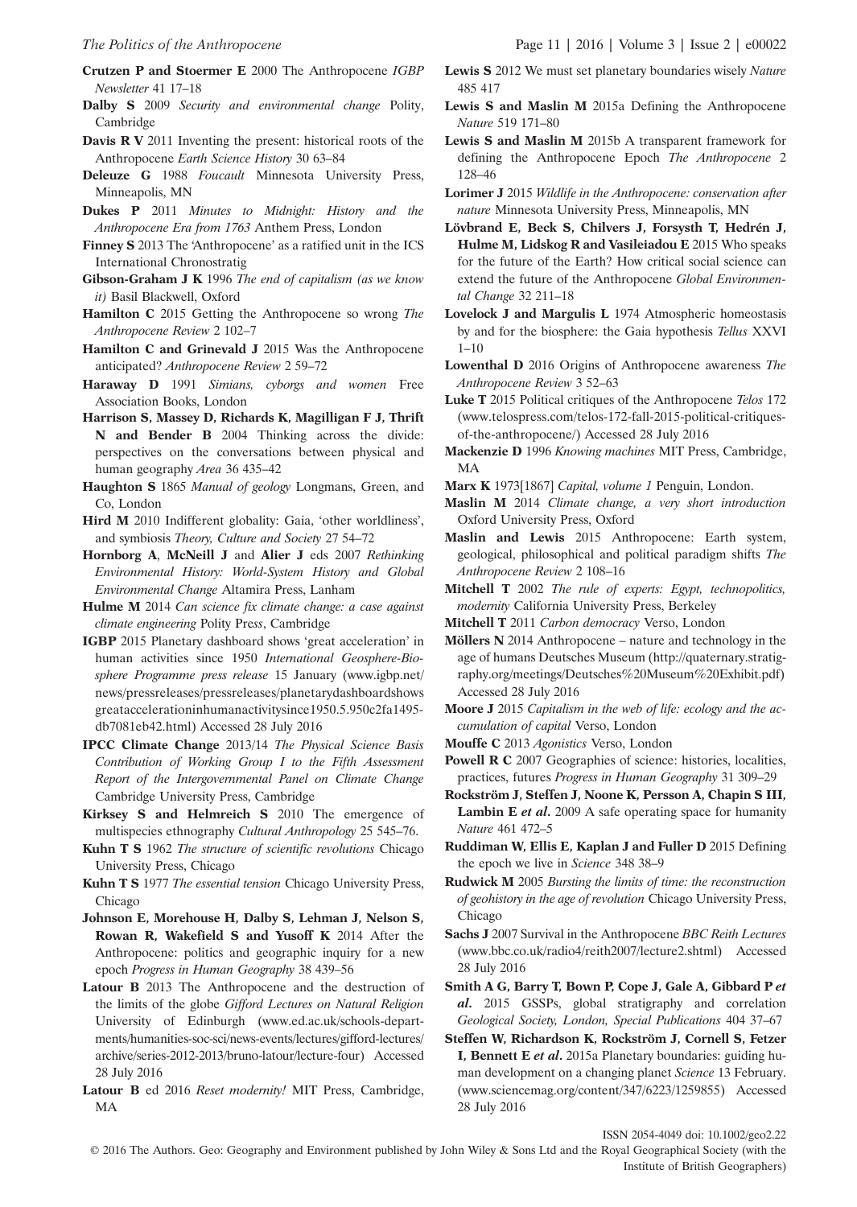**Crutzen P and Stoermer E** 2000 The Anthropocene *IGBP Newsletter* 41 17–18

**Dalby S** 2009 *Security and environmental change* Polity, Cambridge

**Davis R V** 2011 Inventing the present: historical roots of the Anthropocene *Earth Science History* 30 63–84

**Deleuze G** 1988 *Foucault* Minnesota University Press, Minneapolis, MN

**Dukes P** 2011 *Minutes to Midnight: History and the Anthropocene Era from 1763* Anthem Press, London

**Finney S** 2013 The 'Anthropocene' as a ratified unit in the ICS International Chronostratig

**Gibson-Graham J K** 1996 *The end of capitalism (as we know it)* Basil Blackwell, Oxford

**Hamilton C** 2015 Getting the Anthropocene so wrong *The Anthropocene Review* 2 102–7

**Hamilton C and Grinevald J** 2015 Was the Anthropocene anticipated? *Anthropocene Review* 2 59–72

**Haraway D** 1991 *Simians, cyborgs and women* Free Association Books, London

**Harrison S, Massey D, Richards K, Magilligan F J, Thrift N and Bender B** 2004 Thinking across the divide: perspectives on the conversations between physical and human geography *Area* 36 435–42

**Haughton S** 1865 *Manual of geology* Longmans, Green, and Co, London

**Hird M** 2010 Indifferent globality: Gaia, 'other worldliness', and symbiosis *Theory, Culture and Society* 27 54–72

**Hornborg A**, **McNeill J** and **Alier J** eds 2007 *Rethinking Environmental History: World-System History and Global Environmental Change* Altamira Press, Lanham

**Hulme M** 2014 *Can science fix climate change: a case against climate engineering* Polity Press, Cambridge

**IGBP** 2015 Planetary dashboard shows 'great acceleration' in human activities since 1950 *International Geosphere-Biosphere Programme press release* 15 January (www.igbp.net/news/pressreleases/pressreleases/planetarydashboardshowsgreataccelerationinhumanactivitysince1950.5.950c2fa1495db7081eb42.html) Accessed 28 July 2016

**IPCC Climate Change** 2013/14 *The Physical Science Basis Contribution of Working Group I to the Fifth Assessment Report of the Intergovernmental Panel on Climate Change* Cambridge University Press, Cambridge

**Kirksey S and Helmreich S** 2010 The emergence of multispecies ethnography *Cultural Anthropology* 25 545–76.

**Kuhn T S** 1962 *The structure of scientific revolutions* Chicago University Press, Chicago

**Kuhn T S** 1977 *The essential tension* Chicago University Press, Chicago

**Johnson E, Morehouse H, Dalby S, Lehman J, Nelson S, Rowan R, Wakefield S and Yusoff K** 2014 After the Anthropocene: politics and geographic inquiry for a new epoch *Progress in Human Geography* 38 439–56

**Latour B** 2013 The Anthropocene and the destruction of the limits of the globe *Gifford Lectures on Natural Religion* University of Edinburgh (www.ed.ac.uk/schools-departments/humanities-soc-sci/news-events/lectures/gifford-lectures/archive/series-2012-2013/bruno-latour/lecture-four) Accessed 28 July 2016

**Latour B** ed 2016 *Reset modernity!* MIT Press, Cambridge, MA

**Lewis S** 2012 We must set planetary boundaries wisely *Nature* 485 417

**Lewis S and Maslin M** 2015a Defining the Anthropocene *Nature* 519 171–80

**Lewis S and Maslin M** 2015b A transparent framework for defining the Anthropocene Epoch *The Anthropocene* 2 128–46

**Lorimer J** 2015 *Wildlife in the Anthropocene: conservation after nature* Minnesota University Press, Minneapolis, MN

**Lövbrand E, Beck S, Chilvers J, Forsysth T, Hedrén J, Hulme M, Lidskog R and Vasileiadou E** 2015 Who speaks for the future of the Earth? How critical social science can extend the future of the Anthropocene *Global Environmental Change* 32 211–18

**Lovelock J and Margulis L** 1974 Atmospheric homeostasis by and for the biosphere: the Gaia hypothesis *Tellus* XXVI 1–10

**Lowenthal D** 2016 Origins of Anthropocene awareness *The Anthropocene Review* 3 52–63

**Luke T** 2015 Political critiques of the Anthropocene *Telos* 172 (www.telospress.com/telos-172-fall-2015-political-critiques-of-the-anthropocene/) Accessed 28 July 2016

**Mackenzie D** 1996 *Knowing machines* MIT Press, Cambridge, MA

**Marx K** 1973[1867] *Capital, volume 1* Penguin, London.

**Maslin M** 2014 *Climate change, a very short introduction* Oxford University Press, Oxford

**Maslin and Lewis** 2015 Anthropocene: Earth system, geological, philosophical and political paradigm shifts *The Anthropocene Review* 2 108–16

**Mitchell T** 2002 *The rule of experts: Egypt, technopolitics, modernity* California University Press, Berkeley

**Mitchell T** 2011 *Carbon democracy* Verso, London

**Möllers N** 2014 Anthropocene – nature and technology in the age of humans Deutsches Museum (http://quaternary.stratigraphy.org/meetings/Deutsches%20Museum%20Exhibit.pdf) Accessed 28 July 2016

**Moore J** 2015 *Capitalism in the web of life: ecology and the accumulation of capital* Verso, London

**Mouffe C** 2013 *Agonistics* Verso, London

**Powell R C** 2007 Geographies of science: histories, localities, practices, futures *Progress in Human Geography* 31 309–29

**Rockström J, Steffen J, Noone K, Persson A, Chapin S III, Lambin E *et al*.** 2009 A safe operating space for humanity *Nature* 461 472–5

**Ruddiman W, Ellis E, Kaplan J and Fuller D** 2015 Defining the epoch we live in *Science* 348 38–9

**Rudwick M** 2005 *Bursting the limits of time: the reconstruction of geohistory in the age of revolution* Chicago University Press, Chicago

**Sachs J** 2007 Survival in the Anthropocene *BBC Reith Lectures* (www.bbc.co.uk/radio4/reith2007/lecture2.shtml) Accessed 28 July 2016

**Smith A G, Barry T, Bown P, Cope J, Gale A, Gibbard P *et al*.** 2015 GSSPs, global stratigraphy and correlation *Geological Society, London, Special Publications* 404 37–67

**Steffen W, Richardson K, Rockström J, Cornell S, Fetzer I, Bennett E *et al*.** 2015a Planetary boundaries: guiding human development on a changing planet *Science* 13 February. (www.sciencemag.org/content/347/6223/1259855) Accessed 28 July 2016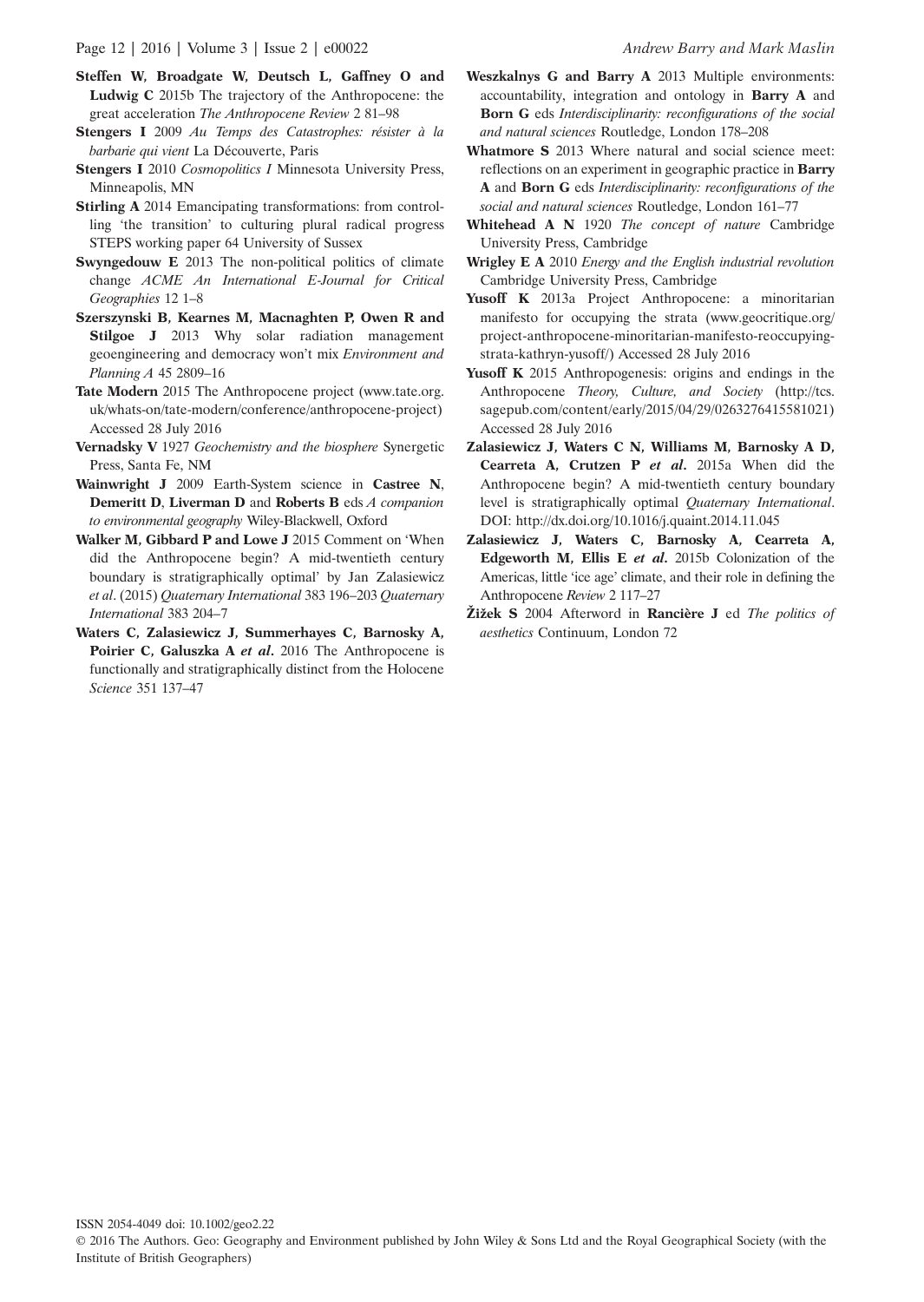**Steffen W, Broadgate W, Deutsch L, Gaffney O and Ludwig C** 2015b The trajectory of the Anthropocene: the great acceleration *The Anthropocene Review* 2 81–98

**Stengers I** 2009 *Au Temps des Catastrophes: résister à la barbarie qui vient* La Découverte, Paris

**Stengers I** 2010 *Cosmopolitics I* Minnesota University Press, Minneapolis, MN

**Stirling A** 2014 Emancipating transformations: from controlling 'the transition' to culturing plural radical progress STEPS working paper 64 University of Sussex

**Swyngedouw E** 2013 The non-political politics of climate change *ACME An International E-Journal for Critical Geographies* 12 1–8

**Szerszynski B, Kearnes M, Macnaghten P, Owen R and Stilgoe J** 2013 Why solar radiation management geoengineering and democracy won't mix *Environment and Planning A* 45 2809–16

**Tate Modern** 2015 The Anthropocene project (www.tate.org.uk/whats-on/tate-modern/conference/anthropocene-project) Accessed 28 July 2016

**Vernadsky V** 1927 *Geochemistry and the biosphere* Synergetic Press, Santa Fe, NM

**Wainwright J** 2009 Earth-System science in **Castree N**, **Demeritt D**, **Liverman D** and **Roberts B** eds *A companion to environmental geography* Wiley-Blackwell, Oxford

**Walker M, Gibbard P and Lowe J** 2015 Comment on 'When did the Anthropocene begin? A mid-twentieth century boundary is stratigraphically optimal' by Jan Zalasiewicz *et al*. (2015) *Quaternary International* 383 196–203 *Quaternary International* 383 204–7

**Waters C, Zalasiewicz J, Summerhayes C, Barnosky A, Poirier C, Galuszka A *et al*.** 2016 The Anthropocene is functionally and stratigraphically distinct from the Holocene *Science* 351 137–47

**Weszkalnys G and Barry A** 2013 Multiple environments: accountability, integration and ontology in **Barry A** and **Born G** eds *Interdisciplinarity: reconfigurations of the social and natural sciences* Routledge, London 178–208

**Whatmore S** 2013 Where natural and social science meet: reflections on an experiment in geographic practice in **Barry A** and **Born G** eds *Interdisciplinarity: reconfigurations of the social and natural sciences* Routledge, London 161–77

**Whitehead A N** 1920 *The concept of nature* Cambridge University Press, Cambridge

**Wrigley E A** 2010 *Energy and the English industrial revolution* Cambridge University Press, Cambridge

**Yusoff K** 2013a Project Anthropocene: a minoritarian manifesto for occupying the strata (www.geocritique.org/project-anthropocene-minoritarian-manifesto-reoccupying-strata-kathryn-yusoff/) Accessed 28 July 2016

**Yusoff K** 2015 Anthropogenesis: origins and endings in the Anthropocene *Theory, Culture, and Society* (http://tcs.sagepub.com/content/early/2015/04/29/0263276415581021) Accessed 28 July 2016

**Zalasiewicz J, Waters C N, Williams M, Barnosky A D, Cearreta A, Crutzen P *et al*.** 2015a When did the Anthropocene begin? A mid-twentieth century boundary level is stratigraphically optimal *Quaternary International*. DOI: http://dx.doi.org/10.1016/j.quaint.2014.11.045

**Zalasiewicz J, Waters C, Barnosky A, Cearreta A, Edgeworth M, Ellis E *et al*.** 2015b Colonization of the Americas, little 'ice age' climate, and their role in defining the Anthropocene *Review* 2 117–27

**Žižek S** 2004 Afterword in **Rancière J** ed *The politics of aesthetics* Continuum, London 72